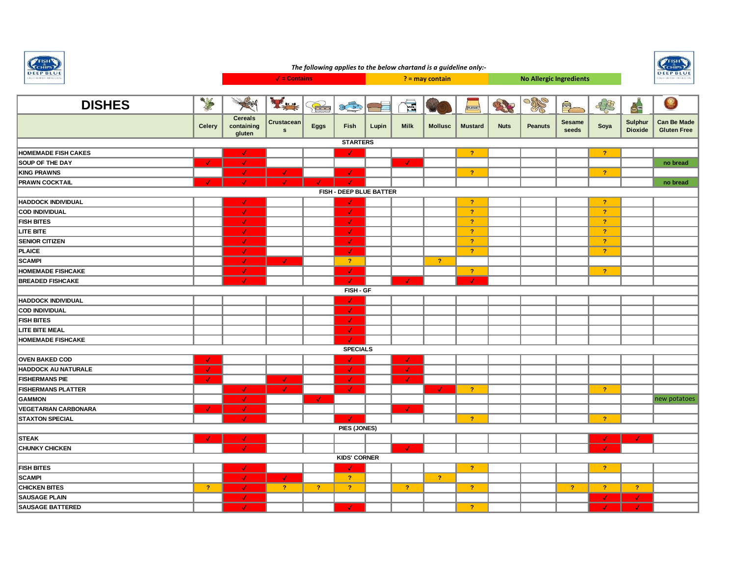*The following applies to the below chartand is a guideline only:-*

| ✓ = Contains | ? = may contain | No Allergic Ingredients |
|---|---|---|

| DISHES | Celery | Cereals containing gluten | Crustaceans | Eggs | Fish | Lupin | Milk | Mollusc | Mustard | Nuts | Peanuts | Sesame seeds | Soya | Sulphur Dioxide | Can Be Made Gluten Free |
|---|---|---|---|---|---|---|---|---|---|---|---|---|---|---|---|
| **STARTERS** | | | | | | | | | | | | | | | |
| HOMEMADE FISH CAKES | | ✓ | | | ✓ | | | | ? | | | | ? | | |
| SOUP OF THE DAY | ✓ | ✓ | | | | | ✓ | | | | | | | | no bread |
| KING PRAWNS | | ✓ | ✓ | | ✓ | | | | ? | | | | ? | | |
| PRAWN COCKTAIL | ✓ | ✓ | ✓ | ✓ | ✓ | | | | | | | | | | no bread |
| **FISH - DEEP BLUE BATTER** | | | | | | | | | | | | | | | |
| HADDOCK INDIVIDUAL | | ✓ | | | ✓ | | | | ? | | | | ? | | |
| COD INDIVIDUAL | | ✓ | | | ✓ | | | | ? | | | | ? | | |
| FISH BITES | | ✓ | | | ✓ | | | | ? | | | | ? | | |
| LITE BITE | | ✓ | | | ✓ | | | | ? | | | | ? | | |
| SENIOR CITIZEN | | ✓ | | | ✓ | | | | ? | | | | ? | | |
| PLAICE | | ✓ | | | ✓ | | | | ? | | | | ? | | |
| SCAMPI | | ✓ | ✓ | | ? | | | ? | | | | | | | |
| HOMEMADE FISHCAKE | | ✓ | | | ✓ | | | | ? | | | | ? | | |
| BREADED FISHCAKE | | ✓ | | | ✓ | | ✓ | | ✓ | | | | | | |
| **FISH - GF** | | | | | | | | | | | | | | | |
| HADDOCK INDIVIDUAL | | | | | ✓ | | | | | | | | | | |
| COD INDIVIDUAL | | | | | ✓ | | | | | | | | | | |
| FISH BITES | | | | | ✓ | | | | | | | | | | |
| LITE BITE MEAL | | | | | ✓ | | | | | | | | | | |
| HOMEMADE FISHCAKE | | | | | ✓ | | | | | | | | | | |
| **SPECIALS** | | | | | | | | | | | | | | | |
| OVEN BAKED COD | ✓ | | | | ✓ | | ✓ | | | | | | | | |
| HADDOCK AU NATURALE | ✓ | | | | ✓ | | ✓ | | | | | | | | |
| FISHERMANS PIE | ✓ | | ✓ | | ✓ | | ✓ | | | | | | | | |
| FISHERMANS PLATTER | | ✓ | ✓ | | ✓ | | | ✓ | ? | | | | ? | | |
| GAMMON | | ✓ | | ✓ | | | | | | | | | | | new potatoes |
| VEGETARIAN CARBONARA | ✓ | ✓ | | | | | ✓ | | | | | | | | |
| STAXTON SPECIAL | | ✓ | | | ✓ | | | | ? | | | | ? | | |
| **PIES (JONES)** | | | | | | | | | | | | | | | |
| STEAK | ✓ | ✓ | | | | | | | | | | | ✓ | ✓ | |
| CHUNKY CHICKEN | | ✓ | | | | | ✓ | | | | | | ✓ | | |
| **KIDS' CORNER** | | | | | | | | | | | | | | | |
| FISH BITES | | ✓ | | | ✓ | | | | ? | | | | ? | | |
| SCAMPI | | ✓ | ✓ | | ? | | | ? | | | | | | | |
| CHICKEN BITES | ? | ✓ | ? | ? | ? | | ? | | ? | | | ? | ? | ? | |
| SAUSAGE PLAIN | | ✓ | | | | | | | | | | | ✓ | ✓ | |
| SAUSAGE BATTERED | | ✓ | | | ✓ | | | | ? | | | | ✓ | ✓ | |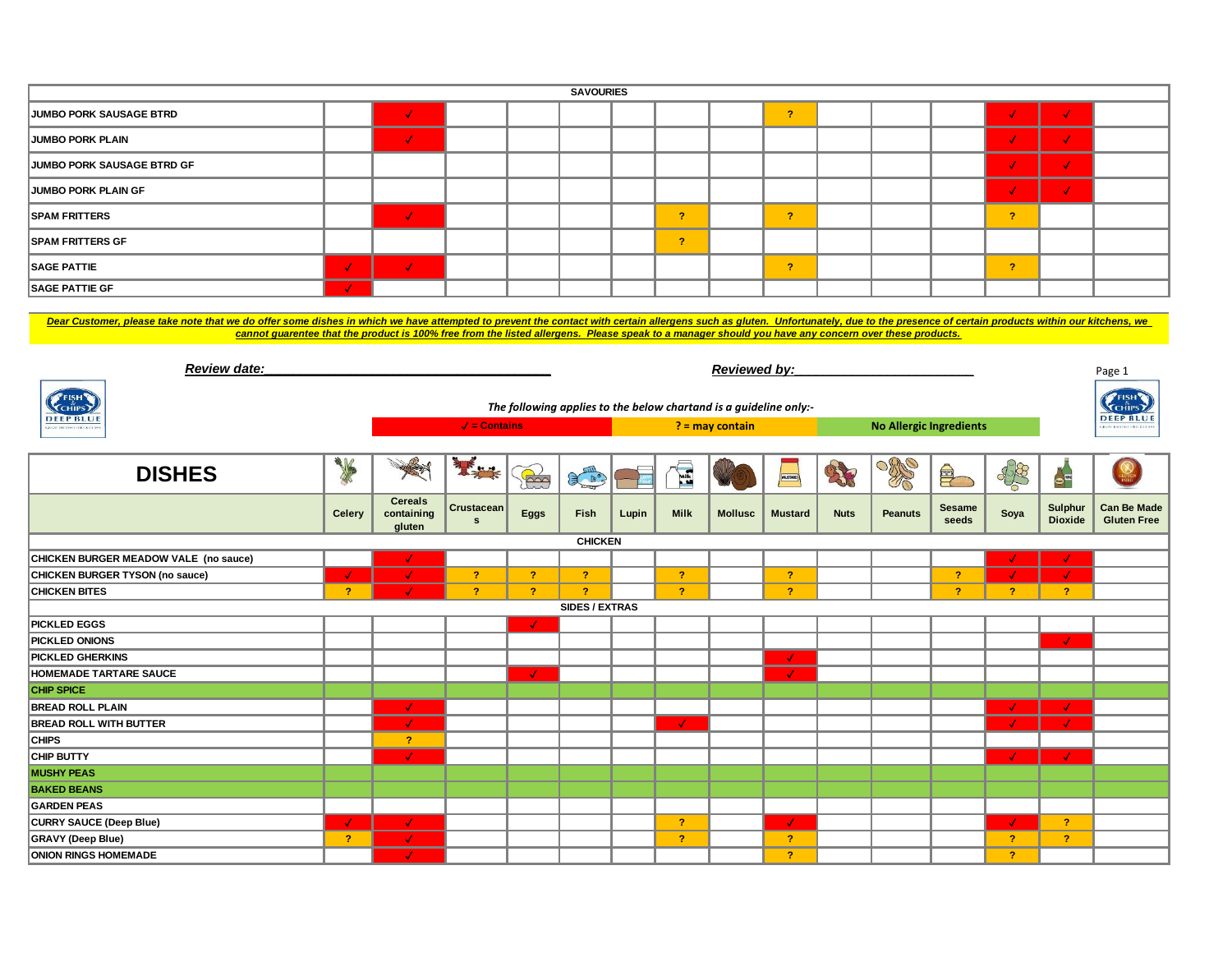| SAVOURIES | | | | | | | | | | | | | | |
|---|---|---|---|---|---|---|---|---|---|---|---|---|---|---|
| JUMBO PORK SAUSAGE BTRD | | √ | | | | | | | ? | | | | √ | √ | |
| JUMBO PORK PLAIN | | √ | | | | | | | | | | | √ | √ | |
| JUMBO PORK SAUSAGE BTRD GF | | | | | | | | | | | | | √ | √ | |
| JUMBO PORK PLAIN GF | | | | | | | | | | | | | √ | √ | |
| SPAM FRITTERS | | √ | | | | | ? | | ? | | | | ? | | |
| SPAM FRITTERS GF | | | | | | | ? | | | | | | | | |
| SAGE PATTIE | √ | √ | | | | | | | ? | | | | ? | | |
| SAGE PATTIE GF | √ | | | | | | | | | | | | | | |

***Dear Customer, please take note that we do offer some dishes in which we have attempted to prevent the contact with certain allergens such as gluten. Unfortunately, due to the presence of certain products within our kitchens, we cannot guarentee that the product is 100% free from the listed allergens. Please speak to a manager should you have any concern over these products.***

***Review date:*___________________________________** ***Reviewed by:*_______________________**

*The following applies to the below chartand is a guideline only:-*

√ = Contains | ? = may contain | No Allergic Ingredients

| DISHES | Celery | Cereals containing gluten | Crustaceans | Eggs | Fish | Lupin | Milk | Mollusc | Mustard | Nuts | Peanuts | Sesame seeds | Soya | Sulphur Dioxide | Can Be Made Gluten Free |
|---|---|---|---|---|---|---|---|---|---|---|---|---|---|---|---|
| **CHICKEN** | | | | | | | | | | | | | | | |
| CHICKEN BURGER MEADOW VALE (no sauce) | | √ | | | | | | | | | | | √ | √ | |
| CHICKEN BURGER TYSON (no sauce) | √ | √ | ? | ? | ? | | ? | | ? | | | ? | √ | √ | |
| CHICKEN BITES | ? | √ | ? | ? | ? | | ? | | ? | | | ? | ? | ? | |
| **SIDES / EXTRAS** | | | | | | | | | | | | | | | |
| PICKLED EGGS | | | | √ | | | | | | | | | | | |
| PICKLED ONIONS | | | | | | | | | | | | | | √ | |
| PICKLED GHERKINS | | | | | | | | | √ | | | | | | |
| HOMEMADE TARTARE SAUCE | | | | √ | | | | | √ | | | | | | |
| CHIP SPICE | | | | | | | | | | | | | | | |
| BREAD ROLL PLAIN | | √ | | | | | | | | | | | √ | √ | |
| BREAD ROLL WITH BUTTER | | √ | | | | | √ | | | | | | √ | √ | |
| CHIPS | | ? | | | | | | | | | | | | | |
| CHIP BUTTY | | √ | | | | | | | | | | | √ | √ | |
| MUSHY PEAS | | | | | | | | | | | | | | | |
| BAKED BEANS | | | | | | | | | | | | | | | |
| GARDEN PEAS | | | | | | | | | | | | | | | |
| CURRY SAUCE (Deep Blue) | √ | √ | | | | | ? | | √ | | | | √ | ? | |
| GRAVY (Deep Blue) | ? | √ | | | | | ? | | ? | | | | ? | ? | |
| ONION RINGS HOMEMADE | | √ | | | | | | | ? | | | | ? | | |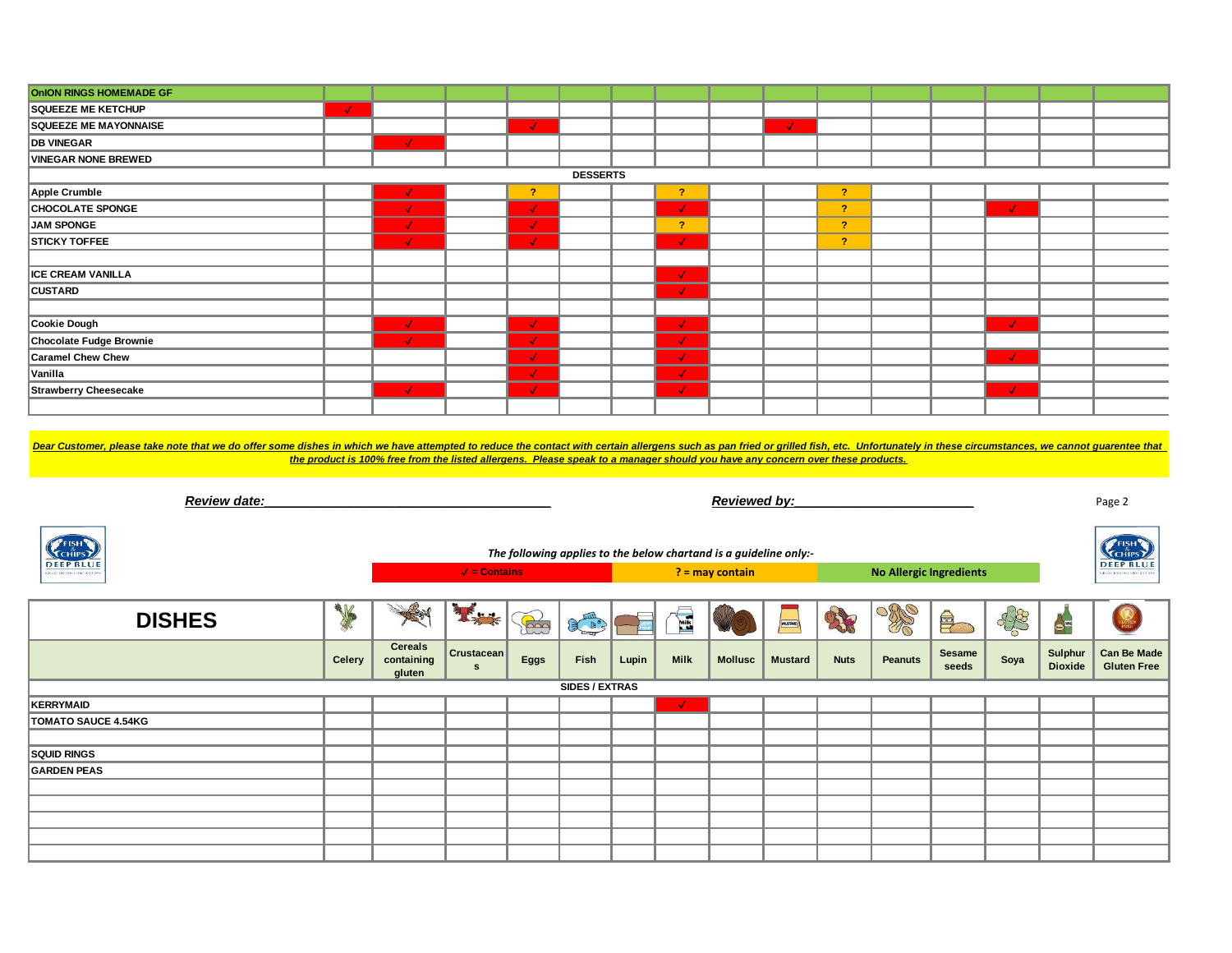| DISHES | Celery | Cereals containing gluten | Crustaceans | Eggs | Fish | Lupin | Milk | Mollusc | Mustard | Nuts | Peanuts | Sesame seeds | Soya | Sulphur Dioxide | Can Be Made Gluten Free |
|---|---|---|---|---|---|---|---|---|---|---|---|---|---|---|---|
| **OnION RINGS HOMEMADE GF** | | | | | | | | | | | | | | | |
| **SQUEEZE ME KETCHUP** | ✓ | | | | | | | | | | | | | | |
| **SQUEEZE ME MAYONNAISE** | | | | ✓ | | | | | ✓ | | | | | | |
| **DB VINEGAR** | | ✓ | | | | | | | | | | | | | |
| **VINEGAR NONE BREWED** | | | | | | | | | | | | | | | |
| **DESSERTS** | | | | | | | | | | | | | | | |
| **Apple Crumble** | | ✓ | | ? | | | ? | | | ? | | | | | |
| **CHOCOLATE SPONGE** | | ✓ | | ✓ | | | ✓ | | | ? | | | ✓ | | |
| **JAM SPONGE** | | ✓ | | ✓ | | | ? | | | ? | | | | | |
| **STICKY TOFFEE** | | ✓ | | ✓ | | | ✓ | | | ? | | | | | |
| | | | | | | | | | | | | | | | |
| **ICE CREAM VANILLA** | | | | | | | ✓ | | | | | | | | |
| **CUSTARD** | | | | | | | ✓ | | | | | | | | |
| | | | | | | | | | | | | | | | |
| **Cookie Dough** | | ✓ | | ✓ | | | ✓ | | | | | | ✓ | | |
| **Chocolate Fudge Brownie** | | ✓ | | ✓ | | | ✓ | | | | | | | | |
| **Caramel Chew Chew** | | | | ✓ | | | ✓ | | | | | | ✓ | | |
| **Vanilla** | | | | ✓ | | | ✓ | | | | | | | | |
| **Strawberry Cheesecake** | | ✓ | | ✓ | | | ✓ | | | | | | ✓ | | |
| | | | | | | | | | | | | | | | |

***Dear Customer, please take note that we do offer some dishes in which we have attempted to reduce the contact with certain allergens such as pan fried or grilled fish, etc. Unfortunately in these circumstances, we cannot guarentee that the product is 100% free from the listed allergens. Please speak to a manager should you have any concern over these products.***

***Review date:*****\_\_\_\_\_\_\_\_\_\_\_\_\_\_\_\_\_\_\_\_\_\_\_\_\_\_\_\_\_\_\_\_\_\_\_\_\_\_** ***Reviewed by:*****\_\_\_\_\_\_\_\_\_\_\_\_\_\_\_\_\_\_\_\_\_\_\_\_\_**

*The following applies to the below chartand is a guideline only:-*

| ✓ = Contains | ? = may contain | No Allergic Ingredients |
|---|---|---|

| DISHES | Celery | Cereals containing gluten | Crustaceans | Eggs | Fish | Lupin | Milk | Mollusc | Mustard | Nuts | Peanuts | Sesame seeds | Soya | Sulphur Dioxide | Can Be Made Gluten Free |
|---|---|---|---|---|---|---|---|---|---|---|---|---|---|---|---|
| **SIDES / EXTRAS** | | | | | | | | | | | | | | | |
| **KERRYMAID** | | | | | | | ✓ | | | | | | | | |
| **TOMATO SAUCE 4.54KG** | | | | | | | | | | | | | | | |
| | | | | | | | | | | | | | | | |
| **SQUID RINGS** | | | | | | | | | | | | | | | |
| **GARDEN PEAS** | | | | | | | | | | | | | | | |
| | | | | | | | | | | | | | | | |
| | | | | | | | | | | | | | | | |
| | | | | | | | | | | | | | | | |
| | | | | | | | | | | | | | | | |
| | | | | | | | | | | | | | | | |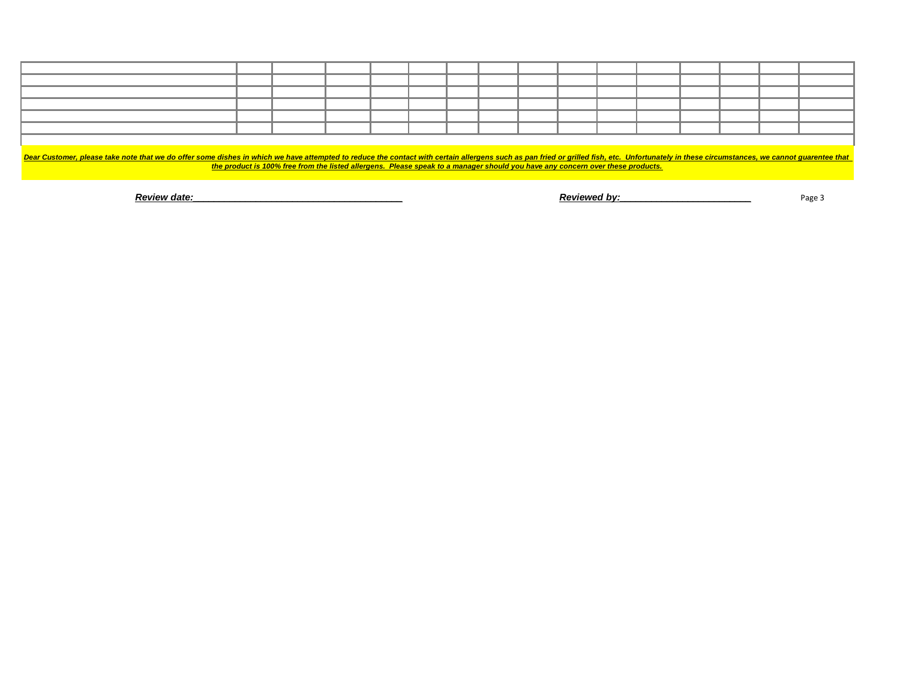***Dear Customer, please take note that we do offer some dishes in which we have attempted to reduce the contact with certain allergens such as pan fried or grilled fish, etc. Unfortunately in these circumstances, we cannot guarentee that the product is 100% free from the listed allergens. Please speak to a manager should you have any concern over these products.***

***Review date:_____________________________________*** ***Reviewed by:________________________***